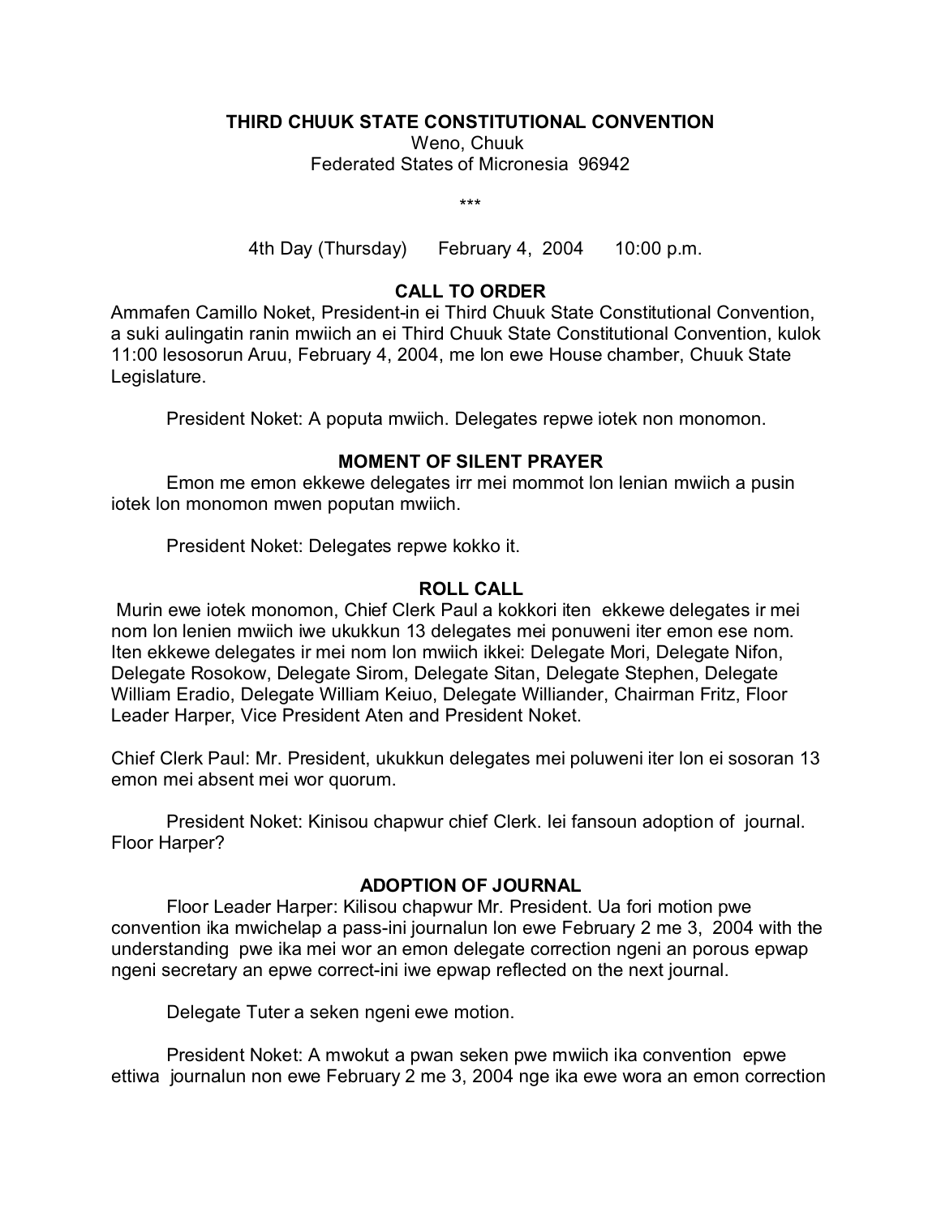**THIRD CHUUK STATE CONSTITUTIONAL CONVENTION**

Weno, Chuuk
Federated States of Micronesia 96942

\*\*\*

4th Day (Thursday) February 4, 2004 10:00 p.m.

## CALL TO ORDER

Ammafen Camillo Noket, President-in ei Third Chuuk State Constitutional Convention, a suki aulingatin ranin mwiich an ei Third Chuuk State Constitutional Convention, kulok 11:00 lesosorun Aruu, February 4, 2004, me lon ewe House chamber, Chuuk State Legislature.

President Noket: A poputa mwiich. Delegates repwe iotek non monomon.

## MOMENT OF SILENT PRAYER

Emon me emon ekkewe delegates irr mei mommot lon lenian mwiich a pusin iotek lon monomon mwen poputan mwiich.

President Noket: Delegates repwe kokko it.

## ROLL CALL

Murin ewe iotek monomon, Chief Clerk Paul a kokkori iten ekkewe delegates ir mei nom lon lenien mwiich iwe ukukkun 13 delegates mei ponuweni iter emon ese nom. Iten ekkewe delegates ir mei nom lon mwiich ikkei: Delegate Mori, Delegate Nifon, Delegate Rosokow, Delegate Sirom, Delegate Sitan, Delegate Stephen, Delegate William Eradio, Delegate William Keiuo, Delegate Williander, Chairman Fritz, Floor Leader Harper, Vice President Aten and President Noket.

Chief Clerk Paul: Mr. President, ukukkun delegates mei poluweni iter lon ei sosoran 13 emon mei absent mei wor quorum.

President Noket: Kinisou chapwur chief Clerk. Iei fansoun adoption of journal. Floor Harper?

## ADOPTION OF JOURNAL

Floor Leader Harper: Kilisou chapwur Mr. President. Ua fori motion pwe convention ika mwichelap a pass-ini journalun lon ewe February 2 me 3, 2004 with the understanding pwe ika mei wor an emon delegate correction ngeni an porous epwap ngeni secretary an epwe correct-ini iwe epwap reflected on the next journal.

Delegate Tuter a seken ngeni ewe motion.

President Noket: A mwokut a pwan seken pwe mwiich ika convention epwe ettiwa journalun non ewe February 2 me 3, 2004 nge ika ewe wora an emon correction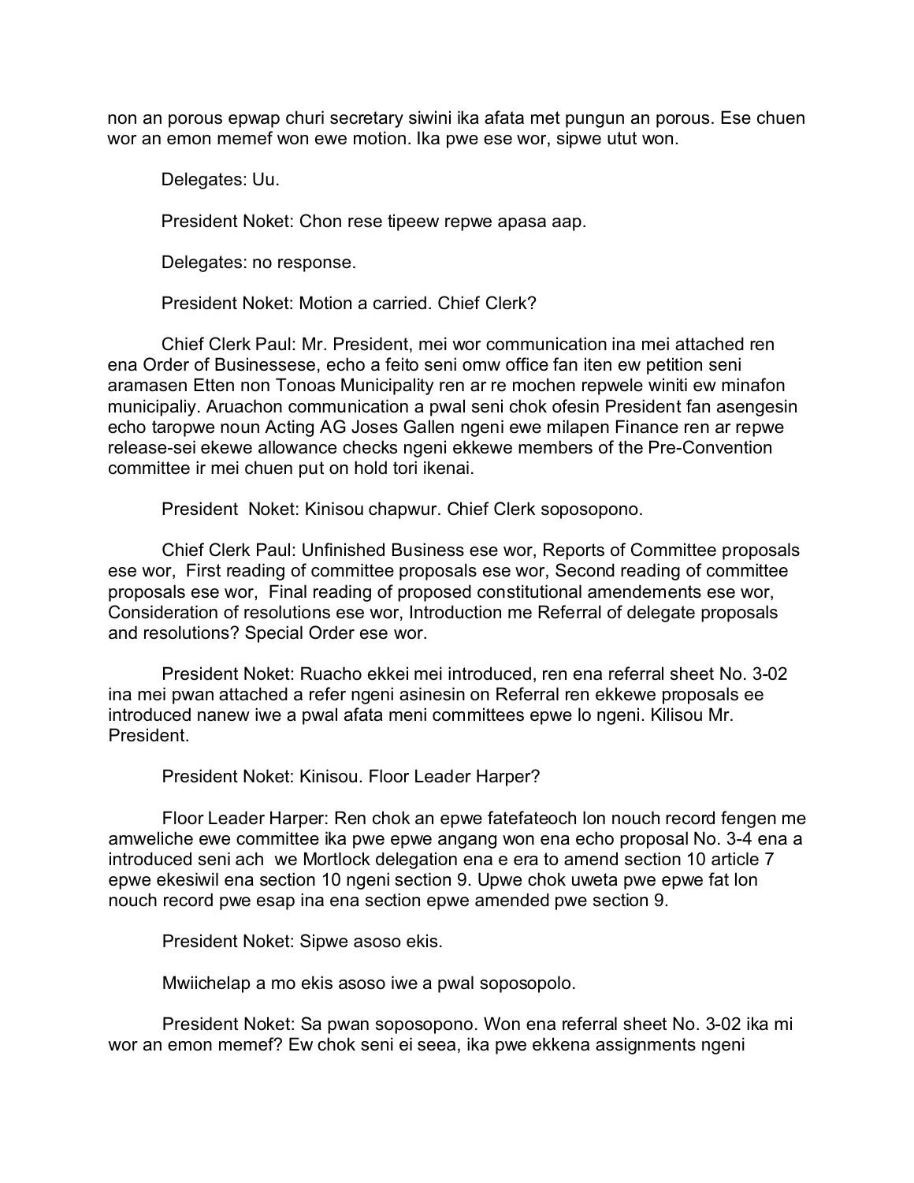non an porous epwap churi secretary siwini ika afata met pungun an porous. Ese chuen wor an emon memef won ewe motion. Ika pwe ese wor, sipwe utut won.

Delegates: Uu.

President Noket: Chon rese tipeew repwe apasa aap.

Delegates: no response.

President Noket: Motion a carried. Chief Clerk?

Chief Clerk Paul: Mr. President, mei wor communication ina mei attached ren ena Order of Businessese, echo a feito seni omw office fan iten ew petition seni aramasen Etten non Tonoas Municipality ren ar re mochen repwele winiti ew minafon municipaliy. Aruachon communication a pwal seni chok ofesin President fan asengesin echo taropwe noun Acting AG Joses Gallen ngeni ewe milapen Finance ren ar repwe release-sei ekewe allowance checks ngeni ekkewe members of the Pre-Convention committee ir mei chuen put on hold tori ikenai.

President Noket: Kinisou chapwur. Chief Clerk soposopono.

Chief Clerk Paul: Unfinished Business ese wor, Reports of Committee proposals ese wor, First reading of committee proposals ese wor, Second reading of committee proposals ese wor, Final reading of proposed constitutional amendements ese wor, Consideration of resolutions ese wor, Introduction me Referral of delegate proposals and resolutions? Special Order ese wor.

President Noket: Ruacho ekkei mei introduced, ren ena referral sheet No. 3-02 ina mei pwan attached a refer ngeni asinesin on Referral ren ekkewe proposals ee introduced nanew iwe a pwal afata meni committees epwe lo ngeni. Kilisou Mr. President.

President Noket: Kinisou. Floor Leader Harper?

Floor Leader Harper: Ren chok an epwe fatefateoch lon nouch record fengen me amweliche ewe committee ika pwe epwe angang won ena echo proposal No. 3-4 ena a introduced seni ach we Mortlock delegation ena e era to amend section 10 article 7 epwe ekesiwil ena section 10 ngeni section 9. Upwe chok uweta pwe epwe fat lon nouch record pwe esap ina ena section epwe amended pwe section 9.

President Noket: Sipwe asoso ekis.

Mwiichelap a mo ekis asoso iwe a pwal soposopolo.

President Noket: Sa pwan soposopono. Won ena referral sheet No. 3-02 ika mi wor an emon memef? Ew chok seni ei seea, ika pwe ekkena assignments ngeni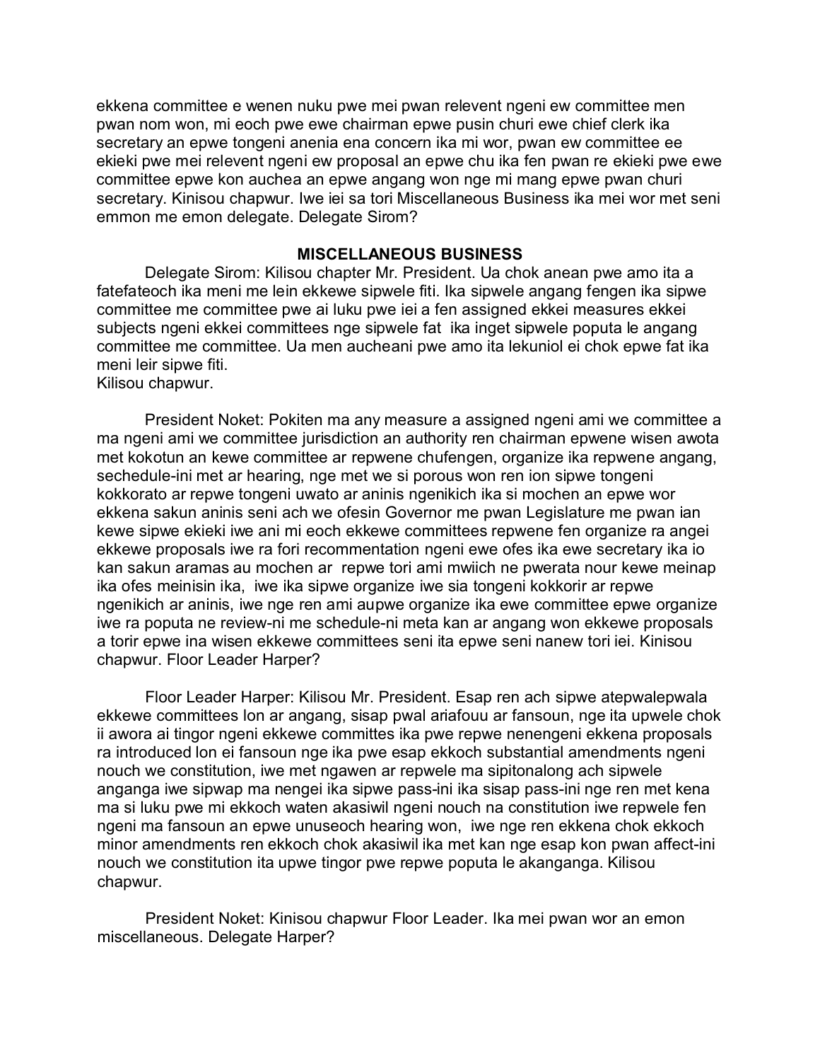ekkena committee e wenen nuku pwe mei pwan relevent ngeni ew committee men pwan nom won, mi eoch pwe ewe chairman epwe pusin churi ewe chief clerk ika secretary an epwe tongeni anenia ena concern ika mi wor, pwan ew committee ee ekieki pwe mei relevent ngeni ew proposal an epwe chu ika fen pwan re ekieki pwe ewe committee epwe kon auchea an epwe angang won nge mi mang epwe pwan churi secretary. Kinisou chapwur. Iwe iei sa tori Miscellaneous Business ika mei wor met seni emmon me emon delegate. Delegate Sirom?

## MISCELLANEOUS BUSINESS

Delegate Sirom: Kilisou chapter Mr. President. Ua chok anean pwe amo ita a fatefateoch ika meni me lein ekkewe sipwele fiti. Ika sipwele angang fengen ika sipwe committee me committee pwe ai luku pwe iei a fen assigned ekkei measures ekkei subjects ngeni ekkei committees nge sipwele fat ika inget sipwele poputa le angang committee me committee. Ua men aucheani pwe amo ita lekuniol ei chok epwe fat ika meni leir sipwe fiti.
Kilisou chapwur.

President Noket: Pokiten ma any measure a assigned ngeni ami we committee a ma ngeni ami we committee jurisdiction an authority ren chairman epwene wisen awota met kokotun an kewe committee ar repwene chufengen, organize ika repwene angang, sechedule-ini met ar hearing, nge met we si porous won ren ion sipwe tongeni kokkorato ar repwe tongeni uwato ar aninis ngenikich ika si mochen an epwe wor ekkena sakun aninis seni ach we ofesin Governor me pwan Legislature me pwan ian kewe sipwe ekieki iwe ani mi eoch ekkewe committees repwene fen organize ra angei ekkewe proposals iwe ra fori recommentation ngeni ewe ofes ika ewe secretary ika io kan sakun aramas au mochen ar repwe tori ami mwiich ne pwerata nour kewe meinap ika ofes meinisin ika, iwe ika sipwe organize iwe sia tongeni kokkorir ar repwe ngenikich ar aninis, iwe nge ren ami aupwe organize ika ewe committee epwe organize iwe ra poputa ne review-ni me schedule-ni meta kan ar angang won ekkewe proposals a torir epwe ina wisen ekkewe committees seni ita epwe seni nanew tori iei. Kinisou chapwur. Floor Leader Harper?

Floor Leader Harper: Kilisou Mr. President. Esap ren ach sipwe atepwalepwala ekkewe committees lon ar angang, sisap pwal ariafouu ar fansoun, nge ita upwele chok ii awora ai tingor ngeni ekkewe committes ika pwe repwe nenengeni ekkena proposals ra introduced lon ei fansoun nge ika pwe esap ekkoch substantial amendments ngeni nouch we constitution, iwe met ngawen ar repwele ma sipitonalong ach sipwele anganga iwe sipwap ma nengei ika sipwe pass-ini ika sisap pass-ini nge ren met kena ma si luku pwe mi ekkoch waten akasiwil ngeni nouch na constitution iwe repwele fen ngeni ma fansoun an epwe unuseoch hearing won, iwe nge ren ekkena chok ekkoch minor amendments ren ekkoch chok akasiwil ika met kan nge esap kon pwan affect-ini nouch we constitution ita upwe tingor pwe repwe poputa le akanganga. Kilisou chapwur.

President Noket: Kinisou chapwur Floor Leader. Ika mei pwan wor an emon miscellaneous. Delegate Harper?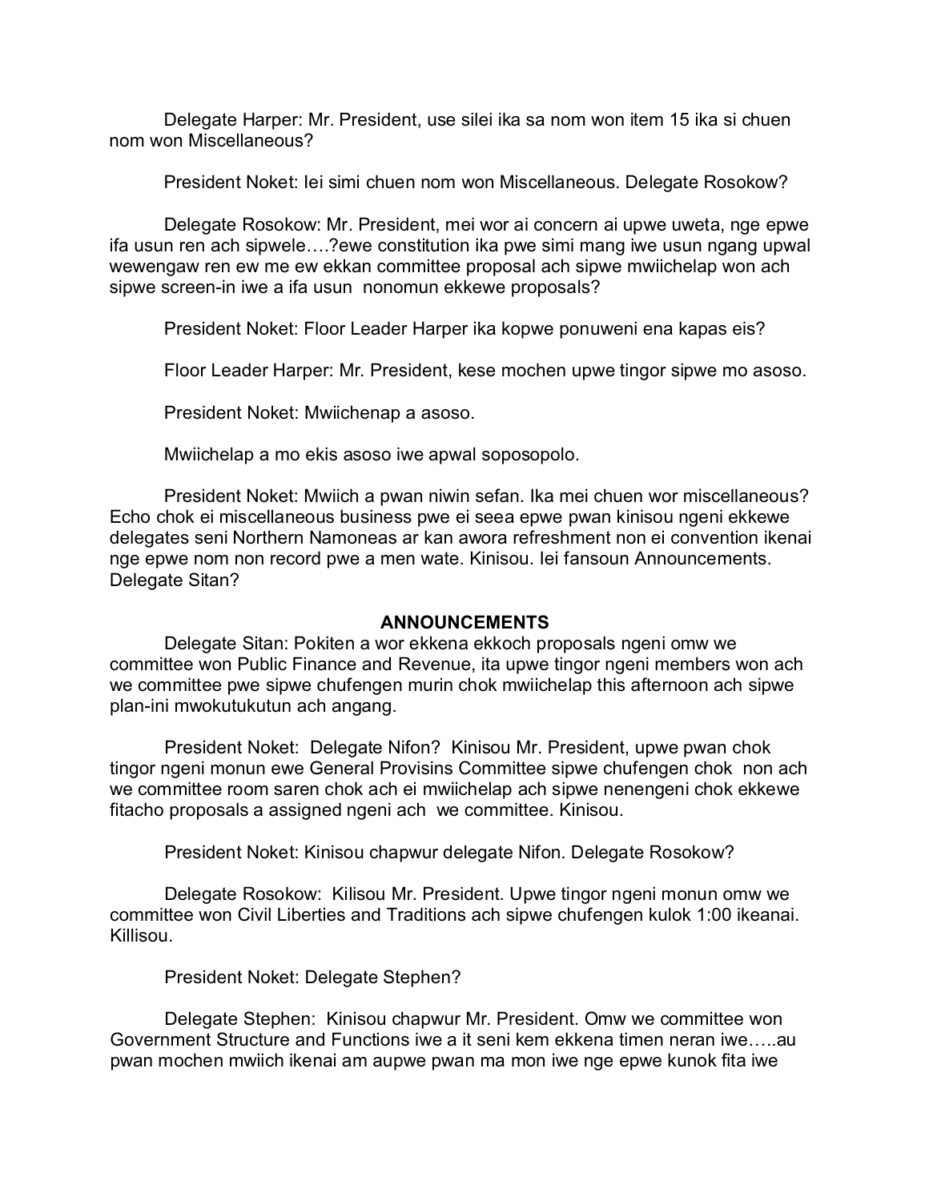Delegate Harper: Mr. President, use silei ika sa nom won item 15 ika si chuen nom won Miscellaneous?

President Noket: Iei simi chuen nom won Miscellaneous. Delegate Rosokow?

Delegate Rosokow: Mr. President, mei wor ai concern ai upwe uweta, nge epwe ifa usun ren ach sipwele….?ewe constitution ika pwe simi mang iwe usun ngang upwal wewengaw ren ew me ew ekkan committee proposal ach sipwe mwiichelap won ach sipwe screen-in iwe a ifa usun nonomun ekkewe proposals?

President Noket: Floor Leader Harper ika kopwe ponuweni ena kapas eis?

Floor Leader Harper: Mr. President, kese mochen upwe tingor sipwe mo asoso.

President Noket: Mwiichenap a asoso.

Mwiichelap a mo ekis asoso iwe apwal soposopolo.

President Noket: Mwiich a pwan niwin sefan. Ika mei chuen wor miscellaneous? Echo chok ei miscellaneous business pwe ei seea epwe pwan kinisou ngeni ekkewe delegates seni Northern Namoneas ar kan awora refreshment non ei convention ikenai nge epwe nom non record pwe a men wate. Kinisou. Iei fansoun Announcements. Delegate Sitan?

**ANNOUNCEMENTS**

Delegate Sitan: Pokiten a wor ekkena ekkoch proposals ngeni omw we committee won Public Finance and Revenue, ita upwe tingor ngeni members won ach we committee pwe sipwe chufengen murin chok mwiichelap this afternoon ach sipwe plan-ini mwokutukutun ach angang.

President Noket: Delegate Nifon? Kinisou Mr. President, upwe pwan chok tingor ngeni monun ewe General Provisins Committee sipwe chufengen chok non ach we committee room saren chok ach ei mwiichelap ach sipwe nenengeni chok ekkewe fitacho proposals a assigned ngeni ach we committee. Kinisou.

President Noket: Kinisou chapwur delegate Nifon. Delegate Rosokow?

Delegate Rosokow: Kilisou Mr. President. Upwe tingor ngeni monun omw we committee won Civil Liberties and Traditions ach sipwe chufengen kulok 1:00 ikeanai. Killisou.

President Noket: Delegate Stephen?

Delegate Stephen: Kinisou chapwur Mr. President. Omw we committee won Government Structure and Functions iwe a it seni kem ekkena timen neran iwe…..au pwan mochen mwiich ikenai am aupwe pwan ma mon iwe nge epwe kunok fita iwe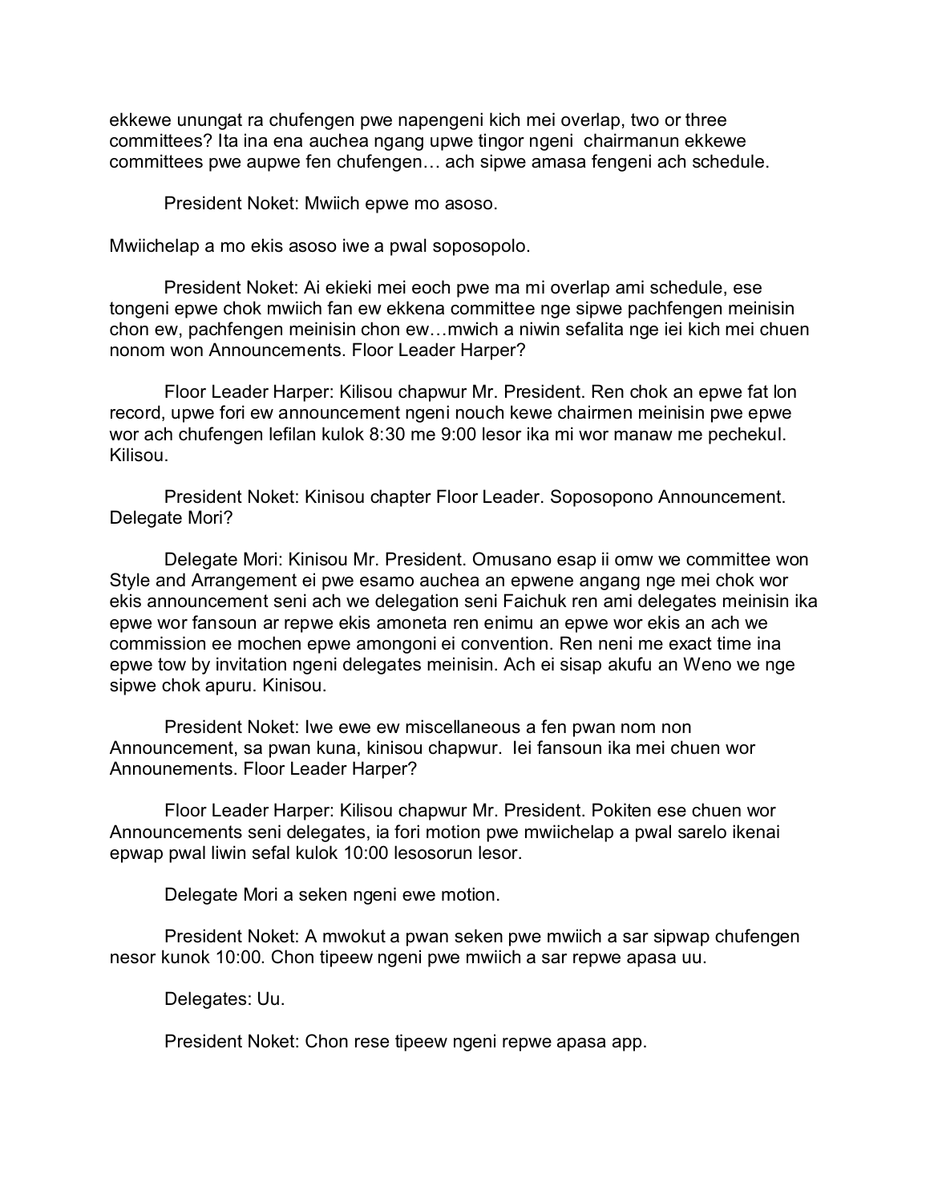ekkewe unungat ra chufengen pwe napengeni kich mei overlap, two or three committees? Ita ina ena auchea ngang upwe tingor ngeni chairmanun ekkewe committees pwe aupwe fen chufengen… ach sipwe amasa fengeni ach schedule.

President Noket: Mwiich epwe mo asoso.

Mwiichelap a mo ekis asoso iwe a pwal soposopolo.

President Noket: Ai ekieki mei eoch pwe ma mi overlap ami schedule, ese tongeni epwe chok mwiich fan ew ekkena committee nge sipwe pachfengen meinisin chon ew, pachfengen meinisin chon ew…mwich a niwin sefalita nge iei kich mei chuen nonom won Announcements. Floor Leader Harper?

Floor Leader Harper: Kilisou chapwur Mr. President. Ren chok an epwe fat lon record, upwe fori ew announcement ngeni nouch kewe chairmen meinisin pwe epwe wor ach chufengen lefilan kulok 8:30 me 9:00 lesor ika mi wor manaw me pechekul. Kilisou.

President Noket: Kinisou chapter Floor Leader. Soposopono Announcement. Delegate Mori?

Delegate Mori: Kinisou Mr. President. Omusano esap ii omw we committee won Style and Arrangement ei pwe esamo auchea an epwene angang nge mei chok wor ekis announcement seni ach we delegation seni Faichuk ren ami delegates meinisin ika epwe wor fansoun ar repwe ekis amoneta ren enimu an epwe wor ekis an ach we commission ee mochen epwe amongoni ei convention. Ren neni me exact time ina epwe tow by invitation ngeni delegates meinisin. Ach ei sisap akufu an Weno we nge sipwe chok apuru. Kinisou.

President Noket: Iwe ewe ew miscellaneous a fen pwan nom non Announcement, sa pwan kuna, kinisou chapwur. Iei fansoun ika mei chuen wor Announenements. Floor Leader Harper?

Floor Leader Harper: Kilisou chapwur Mr. President. Pokiten ese chuen wor Announcements seni delegates, ia fori motion pwe mwiichelap a pwal sarelo ikenai epwap pwal liwin sefal kulok 10:00 lesosorun lesor.

Delegate Mori a seken ngeni ewe motion.

President Noket: A mwokut a pwan seken pwe mwiich a sar sipwap chufengen nesor kunok 10:00. Chon tipeew ngeni pwe mwiich a sar repwe apasa uu.

Delegates: Uu.

President Noket: Chon rese tipeew ngeni repwe apasa app.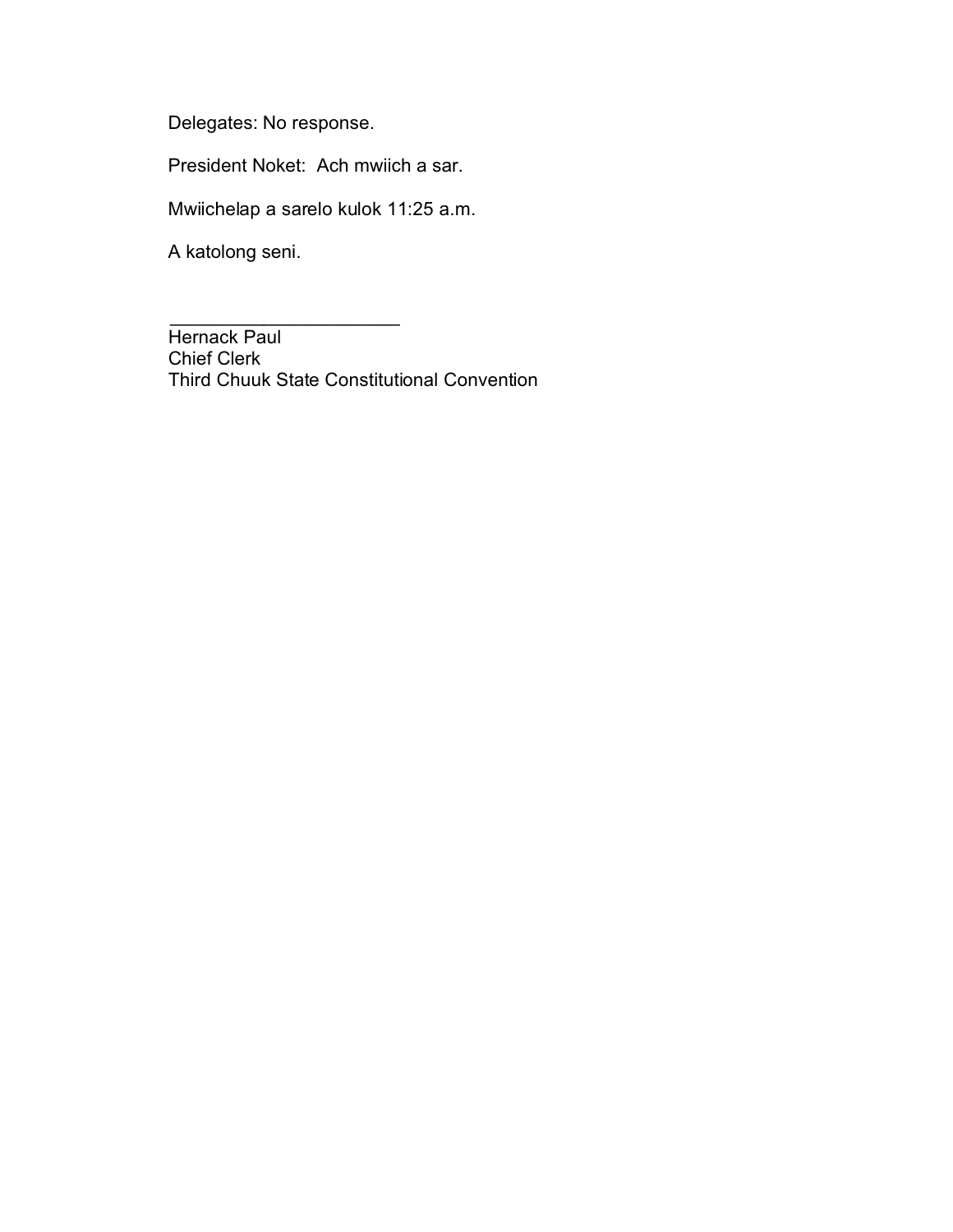Delegates: No response.

President Noket: Ach mwiich a sar.

Mwiichelap a sarelo kulok 11:25 a.m.

A katolong seni.

______________________

Hernack Paul
Chief Clerk
Third Chuuk State Constitutional Convention